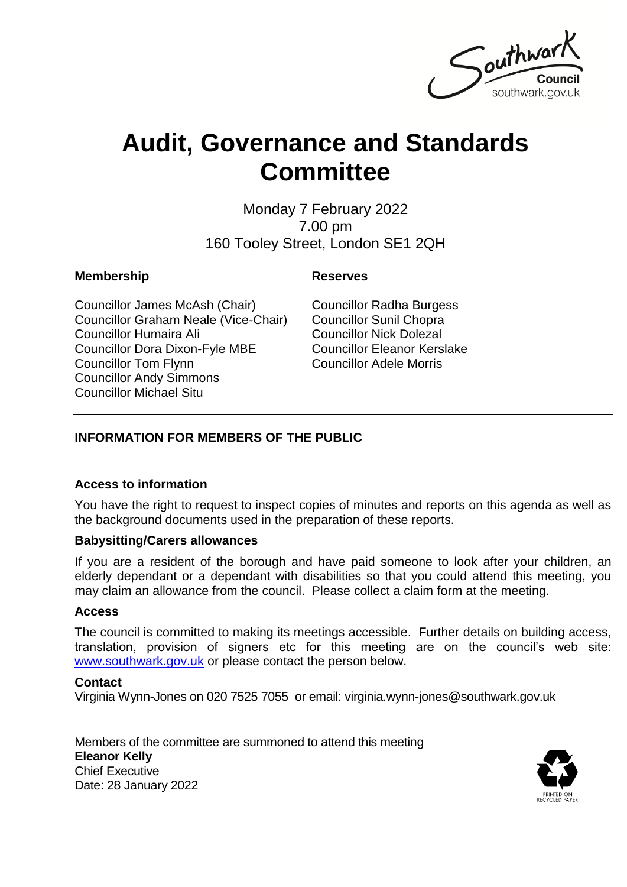Southwark Council
southwark.gov.uk

# Audit, Governance and Standards Committee

Monday 7 February 2022
7.00 pm
160 Tooley Street, London SE1 2QH

**Membership**

Councillor James McAsh (Chair)
Councillor Graham Neale (Vice-Chair)
Councillor Humaira Ali
Councillor Dora Dixon-Fyle MBE
Councillor Tom Flynn
Councillor Andy Simmons
Councillor Michael Situ

**Reserves**

Councillor Radha Burgess
Councillor Sunil Chopra
Councillor Nick Dolezal
Councillor Eleanor Kerslake
Councillor Adele Morris

## INFORMATION FOR MEMBERS OF THE PUBLIC

### Access to information

You have the right to request to inspect copies of minutes and reports on this agenda as well as the background documents used in the preparation of these reports.

### Babysitting/Carers allowances

If you are a resident of the borough and have paid someone to look after your children, an elderly dependant or a dependant with disabilities so that you could attend this meeting, you may claim an allowance from the council. Please collect a claim form at the meeting.

### Access

The council is committed to making its meetings accessible. Further details on building access, translation, provision of signers etc for this meeting are on the council's web site: www.southwark.gov.uk or please contact the person below.

### Contact

Virginia Wynn-Jones on 020 7525 7055 or email: virginia.wynn-jones@southwark.gov.uk

Members of the committee are summoned to attend this meeting
**Eleanor Kelly**
Chief Executive
Date: 28 January 2022

PRINTED ON RECYCLED PAPER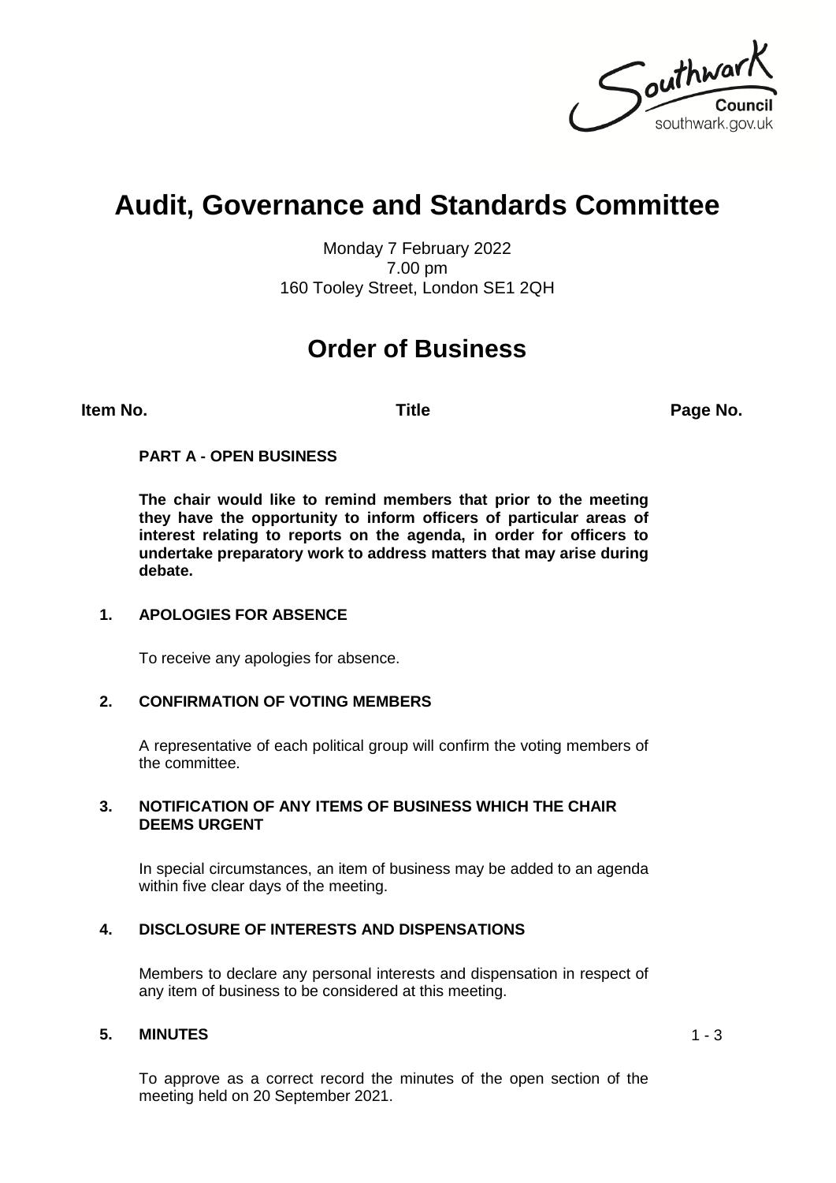# Audit, Governance and Standards Committee

Monday 7 February 2022
7.00 pm
160 Tooley Street, London SE1 2QH

## Order of Business

| Item No. | Title | Page No. |
|---|---|---|

**PART A - OPEN BUSINESS**

**The chair would like to remind members that prior to the meeting they have the opportunity to inform officers of particular areas of interest relating to reports on the agenda, in order for officers to undertake preparatory work to address matters that may arise during debate.**

**1. APOLOGIES FOR ABSENCE**

To receive any apologies for absence.

**2. CONFIRMATION OF VOTING MEMBERS**

A representative of each political group will confirm the voting members of the committee.

**3. NOTIFICATION OF ANY ITEMS OF BUSINESS WHICH THE CHAIR DEEMS URGENT**

In special circumstances, an item of business may be added to an agenda within five clear days of the meeting.

**4. DISCLOSURE OF INTERESTS AND DISPENSATIONS**

Members to declare any personal interests and dispensation in respect of any item of business to be considered at this meeting.

**5. MINUTES** 1 - 3

To approve as a correct record the minutes of the open section of the meeting held on 20 September 2021.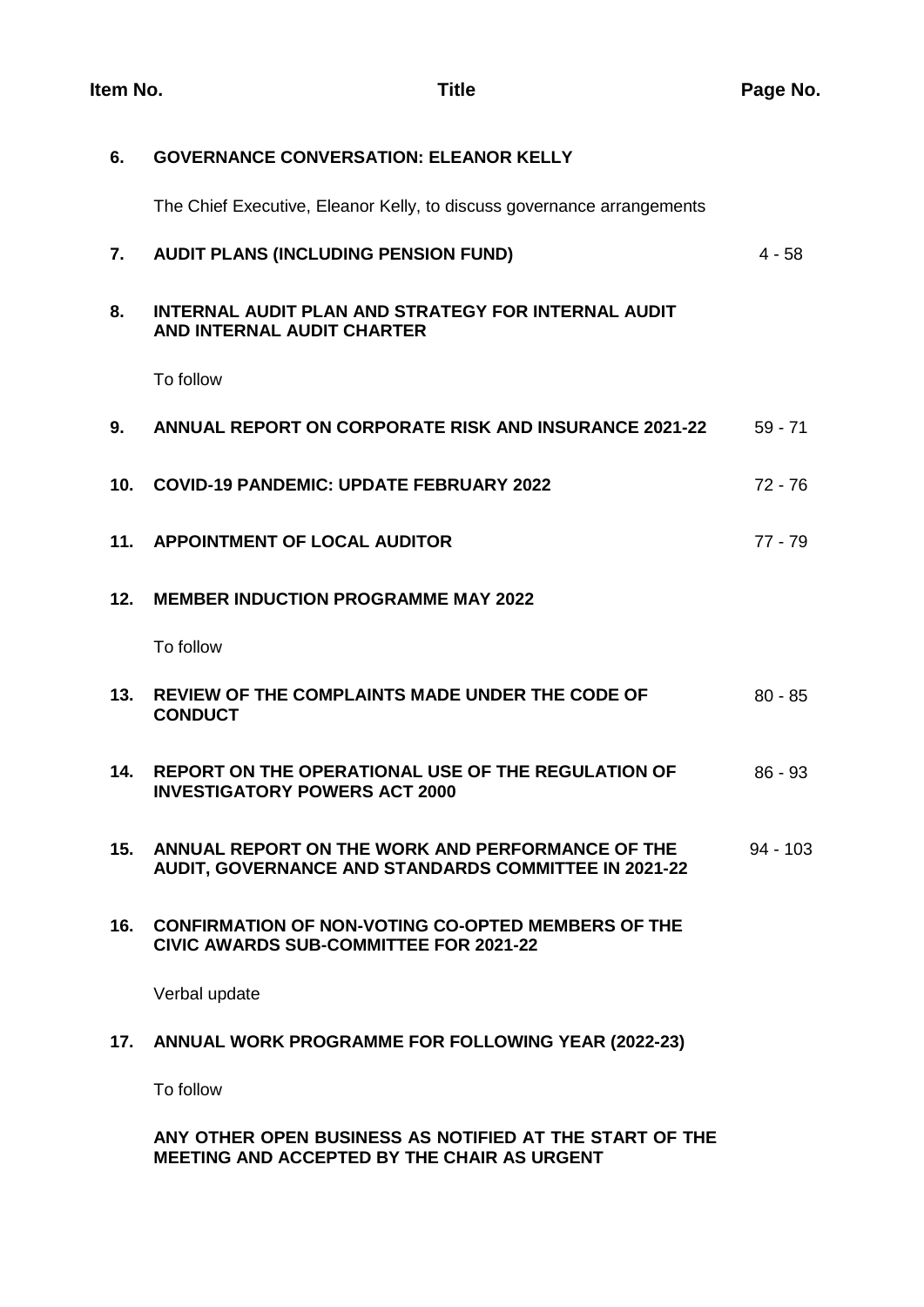| Item No. | Title | Page No. |
|---|---|---|
| 6. | **GOVERNANCE CONVERSATION: ELEANOR KELLY**<br><br>The Chief Executive, Eleanor Kelly, to discuss governance arrangements | |
| 7. | **AUDIT PLANS (INCLUDING PENSION FUND)** | 4 - 58 |
| 8. | **INTERNAL AUDIT PLAN AND STRATEGY FOR INTERNAL AUDIT AND INTERNAL AUDIT CHARTER**<br><br>To follow | |
| 9. | **ANNUAL REPORT ON CORPORATE RISK AND INSURANCE 2021-22** | 59 - 71 |
| 10. | **COVID-19 PANDEMIC: UPDATE FEBRUARY 2022** | 72 - 76 |
| 11. | **APPOINTMENT OF LOCAL AUDITOR** | 77 - 79 |
| 12. | **MEMBER INDUCTION PROGRAMME MAY 2022**<br><br>To follow | |
| 13. | **REVIEW OF THE COMPLAINTS MADE UNDER THE CODE OF CONDUCT** | 80 - 85 |
| 14. | **REPORT ON THE OPERATIONAL USE OF THE REGULATION OF INVESTIGATORY POWERS ACT 2000** | 86 - 93 |
| 15. | **ANNUAL REPORT ON THE WORK AND PERFORMANCE OF THE AUDIT, GOVERNANCE AND STANDARDS COMMITTEE IN 2021-22** | 94 - 103 |
| 16. | **CONFIRMATION OF NON-VOTING CO-OPTED MEMBERS OF THE CIVIC AWARDS SUB-COMMITTEE FOR 2021-22**<br><br>Verbal update | |
| 17. | **ANNUAL WORK PROGRAMME FOR FOLLOWING YEAR (2022-23)**<br><br>To follow | |
| | **ANY OTHER OPEN BUSINESS AS NOTIFIED AT THE START OF THE MEETING AND ACCEPTED BY THE CHAIR AS URGENT** | |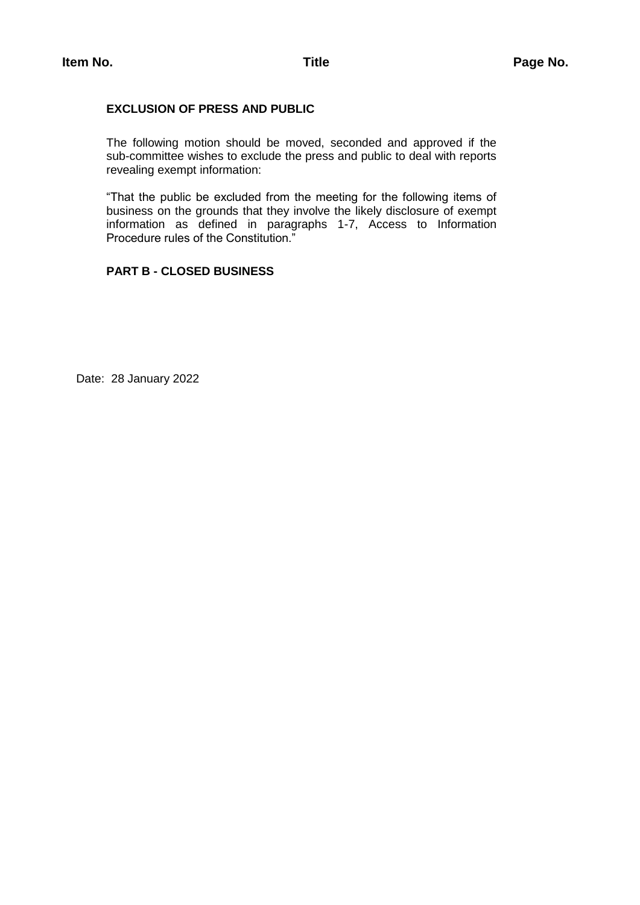| Item No. | Title | Page No. |
| --- | --- | --- |

**EXCLUSION OF PRESS AND PUBLIC**

The following motion should be moved, seconded and approved if the sub-committee wishes to exclude the press and public to deal with reports revealing exempt information:

"That the public be excluded from the meeting for the following items of business on the grounds that they involve the likely disclosure of exempt information as defined in paragraphs 1-7, Access to Information Procedure rules of the Constitution."

**PART B - CLOSED BUSINESS**

Date: 28 January 2022